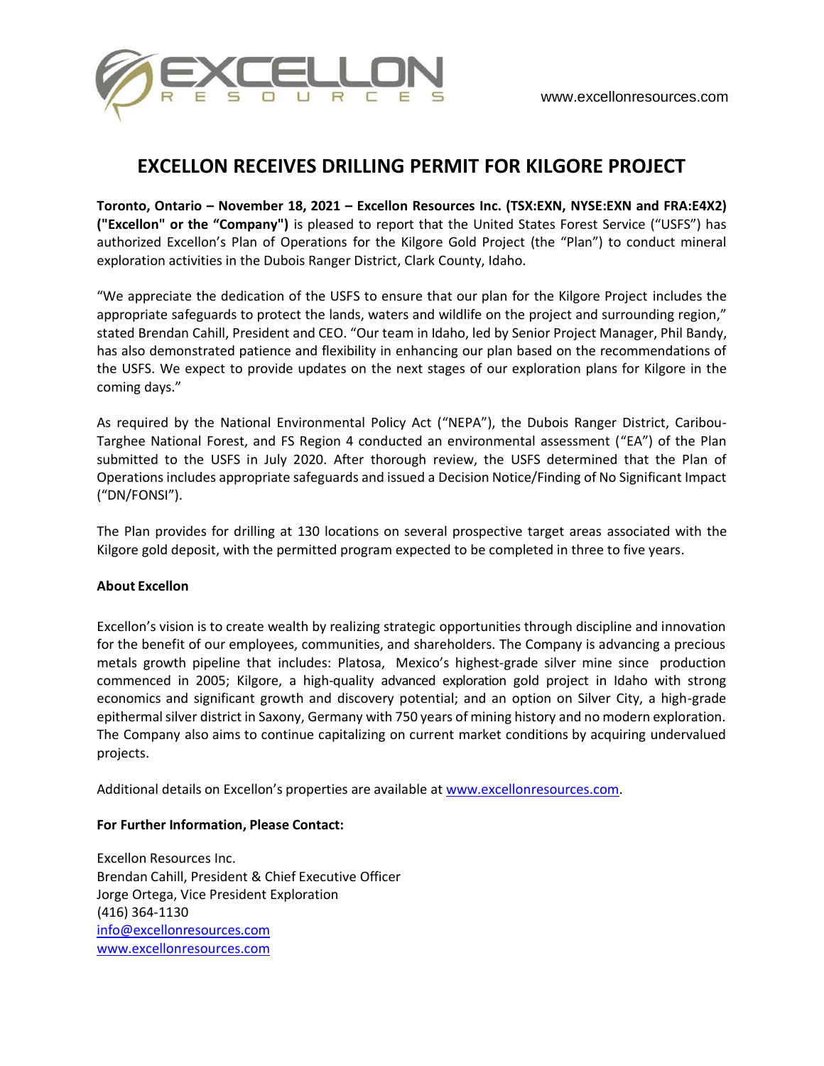# EXCELLON RECEIVES DRILLING PERMIT FOR KILGORE PROJECT

**Toronto, Ontario – November 18, 2021 – Excellon Resources Inc. (TSX:EXN, NYSE:EXN and FRA:E4X2) ("Excellon" or the "Company")** is pleased to report that the United States Forest Service ("USFS") has authorized Excellon's Plan of Operations for the Kilgore Gold Project (the "Plan") to conduct mineral exploration activities in the Dubois Ranger District, Clark County, Idaho.

"We appreciate the dedication of the USFS to ensure that our plan for the Kilgore Project includes the appropriate safeguards to protect the lands, waters and wildlife on the project and surrounding region," stated Brendan Cahill, President and CEO. "Our team in Idaho, led by Senior Project Manager, Phil Bandy, has also demonstrated patience and flexibility in enhancing our plan based on the recommendations of the USFS. We expect to provide updates on the next stages of our exploration plans for Kilgore in the coming days."

As required by the National Environmental Policy Act ("NEPA"), the Dubois Ranger District, Caribou-Targhee National Forest, and FS Region 4 conducted an environmental assessment ("EA") of the Plan submitted to the USFS in July 2020. After thorough review, the USFS determined that the Plan of Operations includes appropriate safeguards and issued a Decision Notice/Finding of No Significant Impact ("DN/FONSI").

The Plan provides for drilling at 130 locations on several prospective target areas associated with the Kilgore gold deposit, with the permitted program expected to be completed in three to five years.

**About Excellon**

Excellon's vision is to create wealth by realizing strategic opportunities through discipline and innovation for the benefit of our employees, communities, and shareholders. The Company is advancing a precious metals growth pipeline that includes: Platosa, Mexico's highest-grade silver mine since production commenced in 2005; Kilgore, a high-quality advanced exploration gold project in Idaho with strong economics and significant growth and discovery potential; and an option on Silver City, a high-grade epithermal silver district in Saxony, Germany with 750 years of mining history and no modern exploration. The Company also aims to continue capitalizing on current market conditions by acquiring undervalued projects.

Additional details on Excellon's properties are available at www.excellonresources.com.

**For Further Information, Please Contact:**

Excellon Resources Inc.
Brendan Cahill, President & Chief Executive Officer
Jorge Ortega, Vice President Exploration
(416) 364-1130
info@excellonresources.com
www.excellonresources.com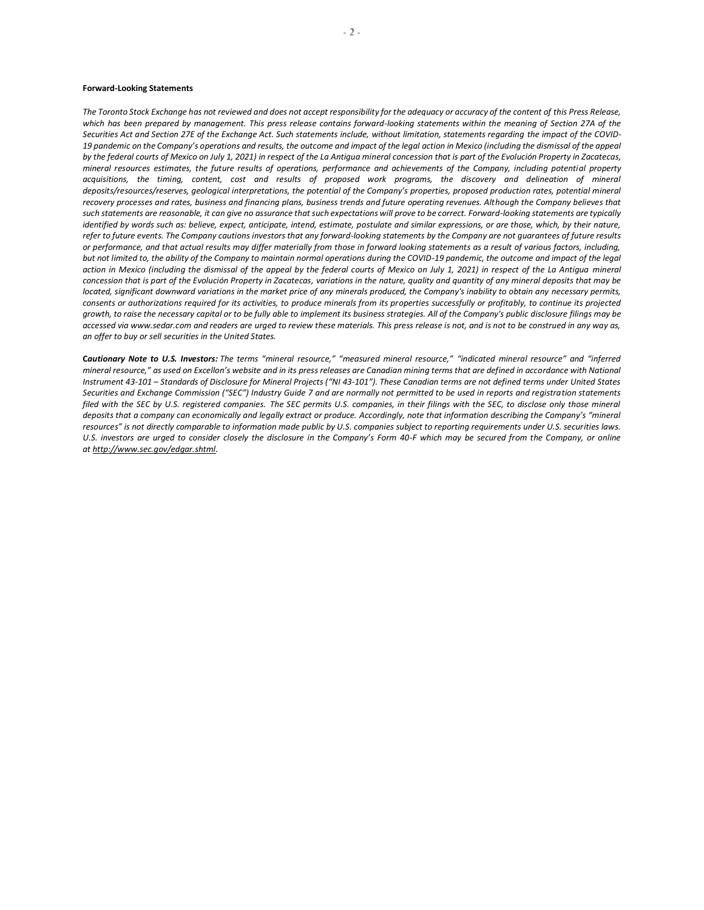**Forward-Looking Statements**

*The Toronto Stock Exchange has not reviewed and does not accept responsibility for the adequacy or accuracy of the content of this Press Release, which has been prepared by management. This press release contains forward-looking statements within the meaning of Section 27A of the Securities Act and Section 27E of the Exchange Act. Such statements include, without limitation, statements regarding the impact of the COVID-19 pandemic on the Company's operations and results, the outcome and impact of the legal action in Mexico (including the dismissal of the appeal by the federal courts of Mexico on July 1, 2021) in respect of the La Antigua mineral concession that is part of the Evolución Property in Zacatecas, mineral resources estimates, the future results of operations, performance and achievements of the Company, including potential property acquisitions, the timing, content, cost and results of proposed work programs, the discovery and delineation of mineral deposits/resources/reserves, geological interpretations, the potential of the Company's properties, proposed production rates, potential mineral recovery processes and rates, business and financing plans, business trends and future operating revenues. Although the Company believes that such statements are reasonable, it can give no assurance that such expectations will prove to be correct. Forward-looking statements are typically identified by words such as: believe, expect, anticipate, intend, estimate, postulate and similar expressions, or are those, which, by their nature, refer to future events. The Company cautions investors that any forward-looking statements by the Company are not guarantees of future results or performance, and that actual results may differ materially from those in forward looking statements as a result of various factors, including, but not limited to, the ability of the Company to maintain normal operations during the COVID-19 pandemic, the outcome and impact of the legal action in Mexico (including the dismissal of the appeal by the federal courts of Mexico on July 1, 2021) in respect of the La Antigua mineral concession that is part of the Evolución Property in Zacatecas, variations in the nature, quality and quantity of any mineral deposits that may be located, significant downward variations in the market price of any minerals produced, the Company's inability to obtain any necessary permits, consents or authorizations required for its activities, to produce minerals from its properties successfully or profitably, to continue its projected growth, to raise the necessary capital or to be fully able to implement its business strategies. All of the Company's public disclosure filings may be accessed via www.sedar.com and readers are urged to review these materials. This press release is not, and is not to be construed in any way as, an offer to buy or sell securities in the United States.*

***Cautionary Note to U.S. Investors:*** *The terms "mineral resource," "measured mineral resource," "indicated mineral resource" and "inferred mineral resource," as used on Excellon's website and in its press releases are Canadian mining terms that are defined in accordance with National Instrument 43-101 – Standards of Disclosure for Mineral Projects ("NI 43-101"). These Canadian terms are not defined terms under United States Securities and Exchange Commission ("SEC") Industry Guide 7 and are normally not permitted to be used in reports and registration statements filed with the SEC by U.S. registered companies. The SEC permits U.S. companies, in their filings with the SEC, to disclose only those mineral deposits that a company can economically and legally extract or produce. Accordingly, note that information describing the Company's "mineral resources" is not directly comparable to information made public by U.S. companies subject to reporting requirements under U.S. securities laws. U.S. investors are urged to consider closely the disclosure in the Company's Form 40-F which may be secured from the Company, or online at http://www.sec.gov/edgar.shtml.*